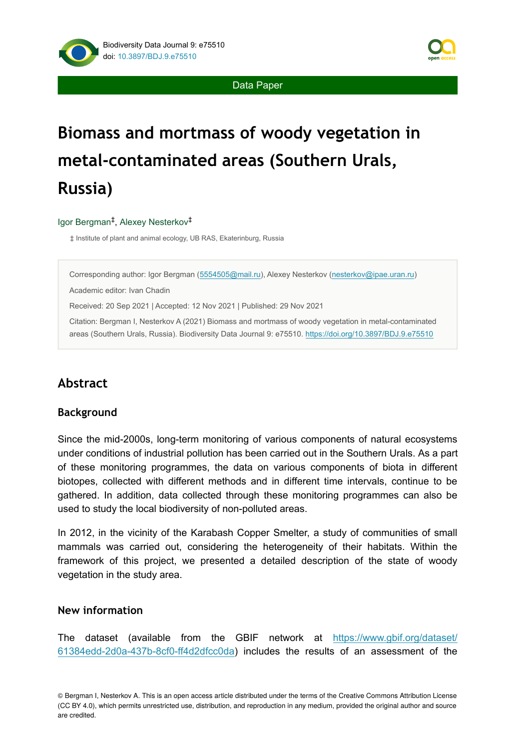Data Paper

# Biomass and mortmass of woody vegetation in metal-contaminated areas (Southern Urals, Russia)

Igor Bergman[‡], Alexey Nesterkov[‡]

‡ Institute of plant and animal ecology, UB RAS, Ekaterinburg, Russia

Corresponding author: Igor Bergman (5554505@mail.ru), Alexey Nesterkov (nesterkov@ipae.uran.ru)

Academic editor: Ivan Chadin

Received: 20 Sep 2021 | Accepted: 12 Nov 2021 | Published: 29 Nov 2021

Citation: Bergman I, Nesterkov A (2021) Biomass and mortmass of woody vegetation in metal-contaminated areas (Southern Urals, Russia). Biodiversity Data Journal 9: e75510. https://doi.org/10.3897/BDJ.9.e75510

## Abstract

### Background

Since the mid-2000s, long-term monitoring of various components of natural ecosystems under conditions of industrial pollution has been carried out in the Southern Urals. As a part of these monitoring programmes, the data on various components of biota in different biotopes, collected with different methods and in different time intervals, continue to be gathered. In addition, data collected through these monitoring programmes can also be used to study the local biodiversity of non-polluted areas.

In 2012, in the vicinity of the Karabash Copper Smelter, a study of communities of small mammals was carried out, considering the heterogeneity of their habitats. Within the framework of this project, we presented a detailed description of the state of woody vegetation in the study area.

### New information

The dataset (available from the GBIF network at https://www.gbif.org/dataset/61384edd-2d0a-437b-8cf0-ff4d2dfcc0da) includes the results of an assessment of the

© Bergman I, Nesterkov A. This is an open access article distributed under the terms of the Creative Commons Attribution License (CC BY 4.0), which permits unrestricted use, distribution, and reproduction in any medium, provided the original author and source are credited.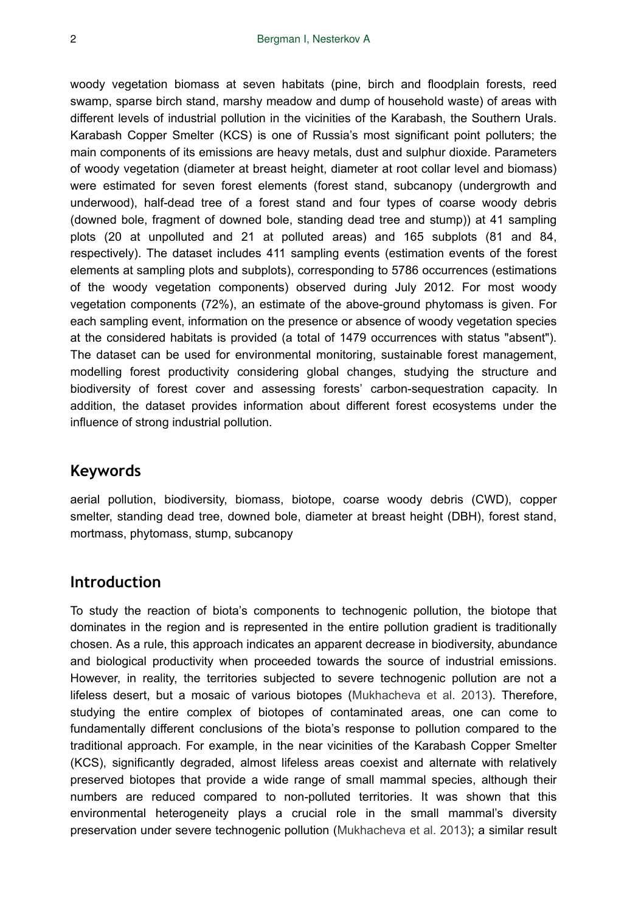woody vegetation biomass at seven habitats (pine, birch and floodplain forests, reed swamp, sparse birch stand, marshy meadow and dump of household waste) of areas with different levels of industrial pollution in the vicinities of the Karabash, the Southern Urals. Karabash Copper Smelter (KCS) is one of Russia's most significant point polluters; the main components of its emissions are heavy metals, dust and sulphur dioxide. Parameters of woody vegetation (diameter at breast height, diameter at root collar level and biomass) were estimated for seven forest elements (forest stand, subcanopy (undergrowth and underwood), half-dead tree of a forest stand and four types of coarse woody debris (downed bole, fragment of downed bole, standing dead tree and stump)) at 41 sampling plots (20 at unpolluted and 21 at polluted areas) and 165 subplots (81 and 84, respectively). The dataset includes 411 sampling events (estimation events of the forest elements at sampling plots and subplots), corresponding to 5786 occurrences (estimations of the woody vegetation components) observed during July 2012. For most woody vegetation components (72%), an estimate of the above-ground phytomass is given. For each sampling event, information on the presence or absence of woody vegetation species at the considered habitats is provided (a total of 1479 occurrences with status "absent"). The dataset can be used for environmental monitoring, sustainable forest management, modelling forest productivity considering global changes, studying the structure and biodiversity of forest cover and assessing forests' carbon-sequestration capacity. In addition, the dataset provides information about different forest ecosystems under the influence of strong industrial pollution.

## Keywords

aerial pollution, biodiversity, biomass, biotope, coarse woody debris (CWD), copper smelter, standing dead tree, downed bole, diameter at breast height (DBH), forest stand, mortmass, phytomass, stump, subcanopy

## Introduction

To study the reaction of biota's components to technogenic pollution, the biotope that dominates in the region and is represented in the entire pollution gradient is traditionally chosen. As a rule, this approach indicates an apparent decrease in biodiversity, abundance and biological productivity when proceeded towards the source of industrial emissions. However, in reality, the territories subjected to severe technogenic pollution are not a lifeless desert, but a mosaic of various biotopes (Mukhacheva et al. 2013). Therefore, studying the entire complex of biotopes of contaminated areas, one can come to fundamentally different conclusions of the biota's response to pollution compared to the traditional approach. For example, in the near vicinities of the Karabash Copper Smelter (KCS), significantly degraded, almost lifeless areas coexist and alternate with relatively preserved biotopes that provide a wide range of small mammal species, although their numbers are reduced compared to non-polluted territories. It was shown that this environmental heterogeneity plays a crucial role in the small mammal's diversity preservation under severe technogenic pollution (Mukhacheva et al. 2013); a similar result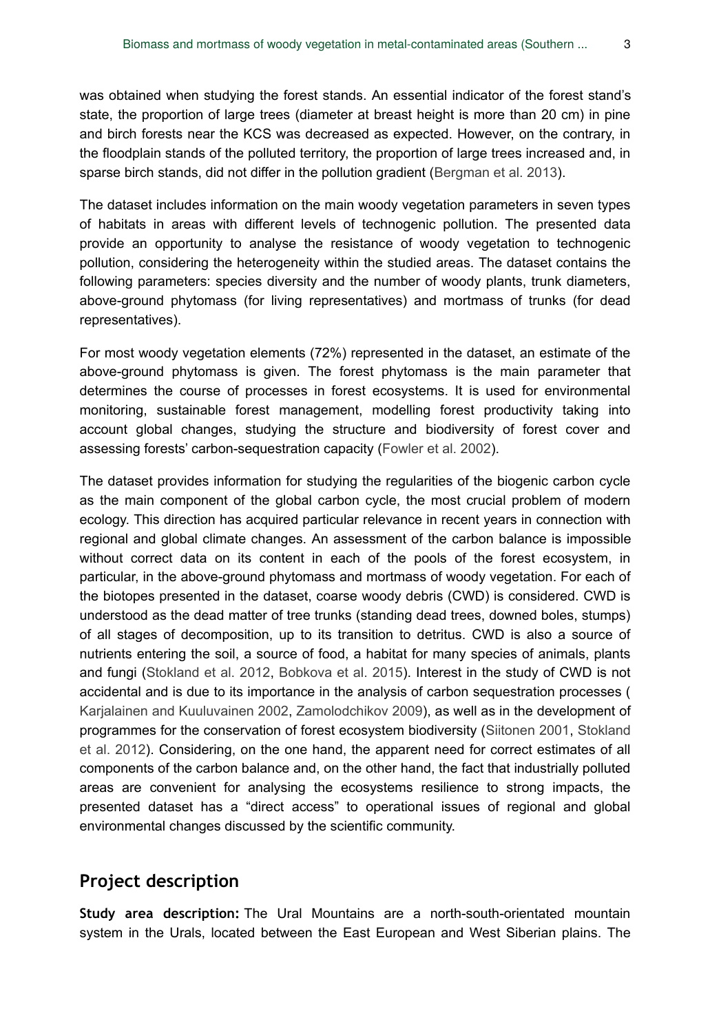was obtained when studying the forest stands. An essential indicator of the forest stand's state, the proportion of large trees (diameter at breast height is more than 20 cm) in pine and birch forests near the KCS was decreased as expected. However, on the contrary, in the floodplain stands of the polluted territory, the proportion of large trees increased and, in sparse birch stands, did not differ in the pollution gradient (Bergman et al. 2013).

The dataset includes information on the main woody vegetation parameters in seven types of habitats in areas with different levels of technogenic pollution. The presented data provide an opportunity to analyse the resistance of woody vegetation to technogenic pollution, considering the heterogeneity within the studied areas. The dataset contains the following parameters: species diversity and the number of woody plants, trunk diameters, above-ground phytomass (for living representatives) and mortmass of trunks (for dead representatives).

For most woody vegetation elements (72%) represented in the dataset, an estimate of the above-ground phytomass is given. The forest phytomass is the main parameter that determines the course of processes in forest ecosystems. It is used for environmental monitoring, sustainable forest management, modelling forest productivity taking into account global changes, studying the structure and biodiversity of forest cover and assessing forests' carbon-sequestration capacity (Fowler et al. 2002).

The dataset provides information for studying the regularities of the biogenic carbon cycle as the main component of the global carbon cycle, the most crucial problem of modern ecology. This direction has acquired particular relevance in recent years in connection with regional and global climate changes. An assessment of the carbon balance is impossible without correct data on its content in each of the pools of the forest ecosystem, in particular, in the above-ground phytomass and mortmass of woody vegetation. For each of the biotopes presented in the dataset, coarse woody debris (CWD) is considered. CWD is understood as the dead matter of tree trunks (standing dead trees, downed boles, stumps) of all stages of decomposition, up to its transition to detritus. CWD is also a source of nutrients entering the soil, a source of food, a habitat for many species of animals, plants and fungi (Stokland et al. 2012, Bobkova et al. 2015). Interest in the study of CWD is not accidental and is due to its importance in the analysis of carbon sequestration processes (Karjalainen and Kuuluvainen 2002, Zamolodchikov 2009), as well as in the development of programmes for the conservation of forest ecosystem biodiversity (Siitonen 2001, Stokland et al. 2012). Considering, on the one hand, the apparent need for correct estimates of all components of the carbon balance and, on the other hand, the fact that industrially polluted areas are convenient for analysing the ecosystems resilience to strong impacts, the presented dataset has a "direct access" to operational issues of regional and global environmental changes discussed by the scientific community.

## Project description

**Study area description:** The Ural Mountains are a north-south-orientated mountain system in the Urals, located between the East European and West Siberian plains. The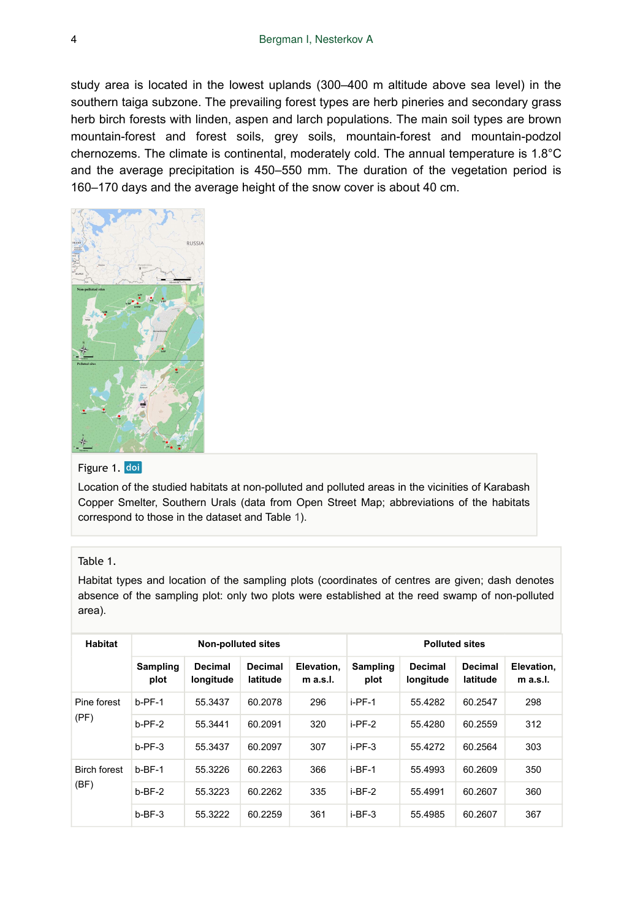study area is located in the lowest uplands (300–400 m altitude above sea level) in the southern taiga subzone. The prevailing forest types are herb pineries and secondary grass herb birch forests with linden, aspen and larch populations. The main soil types are brown mountain-forest and forest soils, grey soils, mountain-forest and mountain-podzol chernozems. The climate is continental, moderately cold. The annual temperature is 1.8°C and the average precipitation is 450–550 mm. The duration of the vegetation period is 160–170 days and the average height of the snow cover is about 40 cm.

Figure 1. doi

Location of the studied habitats at non-polluted and polluted areas in the vicinities of Karabash Copper Smelter, Southern Urals (data from Open Street Map; abbreviations of the habitats correspond to those in the dataset and Table 1).

Table 1.

Habitat types and location of the sampling plots (coordinates of centres are given; dash denotes absence of the sampling plot: only two plots were established at the reed swamp of non-polluted area).

| Habitat | Non-polluted sites | | | | Polluted sites | | | |
|---|---|---|---|---|---|---|---|---|
| | Sampling plot | Decimal longitude | Decimal latitude | Elevation, m a.s.l. | Sampling plot | Decimal longitude | Decimal latitude | Elevation, m a.s.l. |
| Pine forest (PF) | b-PF-1 | 55.3437 | 60.2078 | 296 | i-PF-1 | 55.4282 | 60.2547 | 298 |
| | b-PF-2 | 55.3441 | 60.2091 | 320 | i-PF-2 | 55.4280 | 60.2559 | 312 |
| | b-PF-3 | 55.3437 | 60.2097 | 307 | i-PF-3 | 55.4272 | 60.2564 | 303 |
| Birch forest (BF) | b-BF-1 | 55.3226 | 60.2263 | 366 | i-BF-1 | 55.4993 | 60.2609 | 350 |
| | b-BF-2 | 55.3223 | 60.2262 | 335 | i-BF-2 | 55.4991 | 60.2607 | 360 |
| | b-BF-3 | 55.3222 | 60.2259 | 361 | i-BF-3 | 55.4985 | 60.2607 | 367 |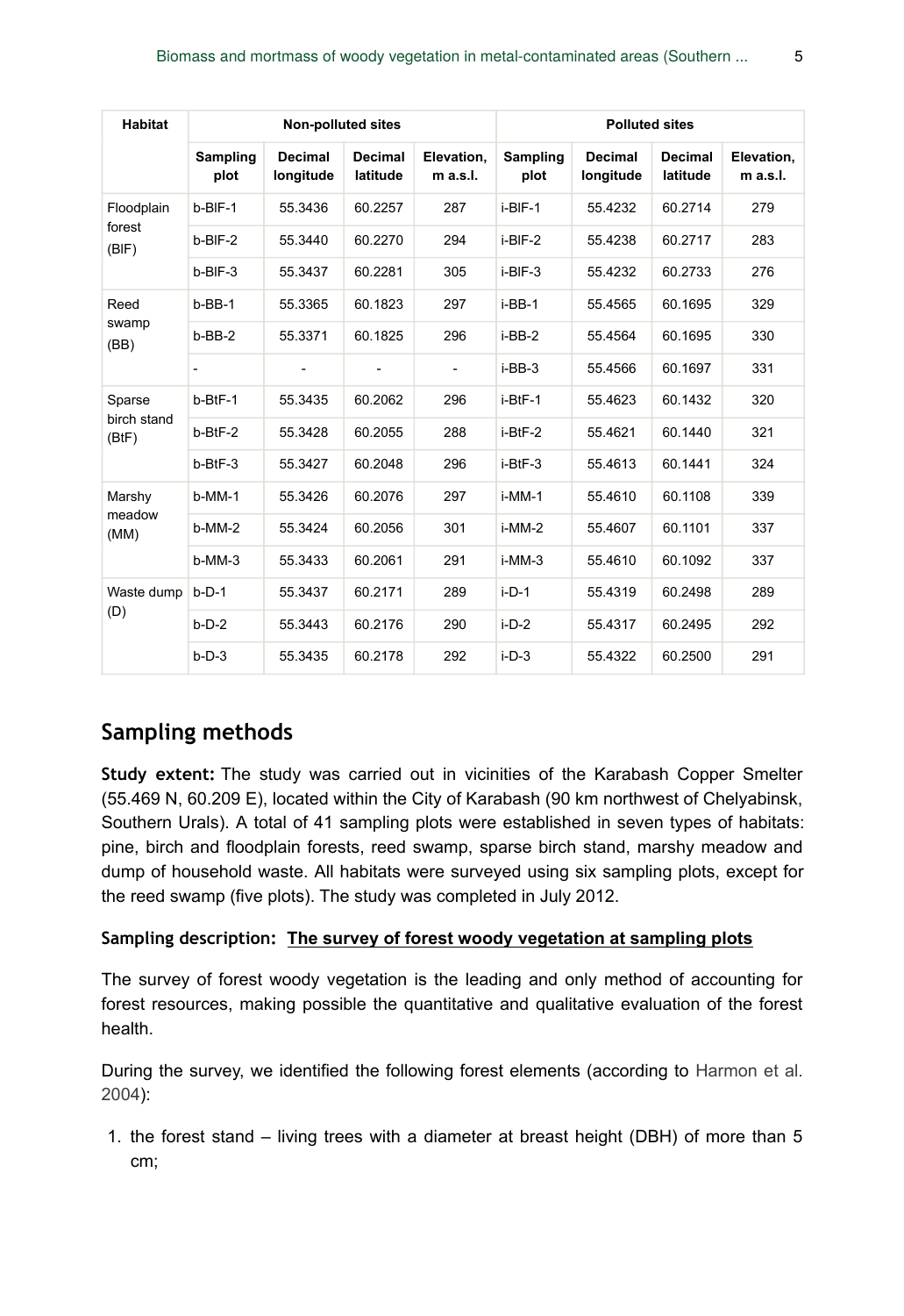| Habitat | Non-polluted sites | | | | Polluted sites | | | |
|---|---|---|---|---|---|---|---|---|
| | Sampling plot | Decimal longitude | Decimal latitude | Elevation, m a.s.l. | Sampling plot | Decimal longitude | Decimal latitude | Elevation, m a.s.l. |
| Floodplain forest (BlF) | b-BlF-1 | 55.3436 | 60.2257 | 287 | i-BlF-1 | 55.4232 | 60.2714 | 279 |
| | b-BlF-2 | 55.3440 | 60.2270 | 294 | i-BlF-2 | 55.4238 | 60.2717 | 283 |
| | b-BlF-3 | 55.3437 | 60.2281 | 305 | i-BlF-3 | 55.4232 | 60.2733 | 276 |
| Reed swamp (BB) | b-BB-1 | 55.3365 | 60.1823 | 297 | i-BB-1 | 55.4565 | 60.1695 | 329 |
| | b-BB-2 | 55.3371 | 60.1825 | 296 | i-BB-2 | 55.4564 | 60.1695 | 330 |
| | - | - | - | - | i-BB-3 | 55.4566 | 60.1697 | 331 |
| Sparse birch stand (BtF) | b-BtF-1 | 55.3435 | 60.2062 | 296 | i-BtF-1 | 55.4623 | 60.1432 | 320 |
| | b-BtF-2 | 55.3428 | 60.2055 | 288 | i-BtF-2 | 55.4621 | 60.1440 | 321 |
| | b-BtF-3 | 55.3427 | 60.2048 | 296 | i-BtF-3 | 55.4613 | 60.1441 | 324 |
| Marshy meadow (MM) | b-MM-1 | 55.3426 | 60.2076 | 297 | i-MM-1 | 55.4610 | 60.1108 | 339 |
| | b-MM-2 | 55.3424 | 60.2056 | 301 | i-MM-2 | 55.4607 | 60.1101 | 337 |
| | b-MM-3 | 55.3433 | 60.2061 | 291 | i-MM-3 | 55.4610 | 60.1092 | 337 |
| Waste dump (D) | b-D-1 | 55.3437 | 60.2171 | 289 | i-D-1 | 55.4319 | 60.2498 | 289 |
| | b-D-2 | 55.3443 | 60.2176 | 290 | i-D-2 | 55.4317 | 60.2495 | 292 |
| | b-D-3 | 55.3435 | 60.2178 | 292 | i-D-3 | 55.4322 | 60.2500 | 291 |

## Sampling methods

**Study extent:** The study was carried out in vicinities of the Karabash Copper Smelter (55.469 N, 60.209 E), located within the City of Karabash (90 km northwest of Chelyabinsk, Southern Urals). A total of 41 sampling plots were established in seven types of habitats: pine, birch and floodplain forests, reed swamp, sparse birch stand, marshy meadow and dump of household waste. All habitats were surveyed using six sampling plots, except for the reed swamp (five plots). The study was completed in July 2012.

**Sampling description:** **The survey of forest woody vegetation at sampling plots**

The survey of forest woody vegetation is the leading and only method of accounting for forest resources, making possible the quantitative and qualitative evaluation of the forest health.

During the survey, we identified the following forest elements (according to Harmon et al. 2004):

1. the forest stand – living trees with a diameter at breast height (DBH) of more than 5 cm;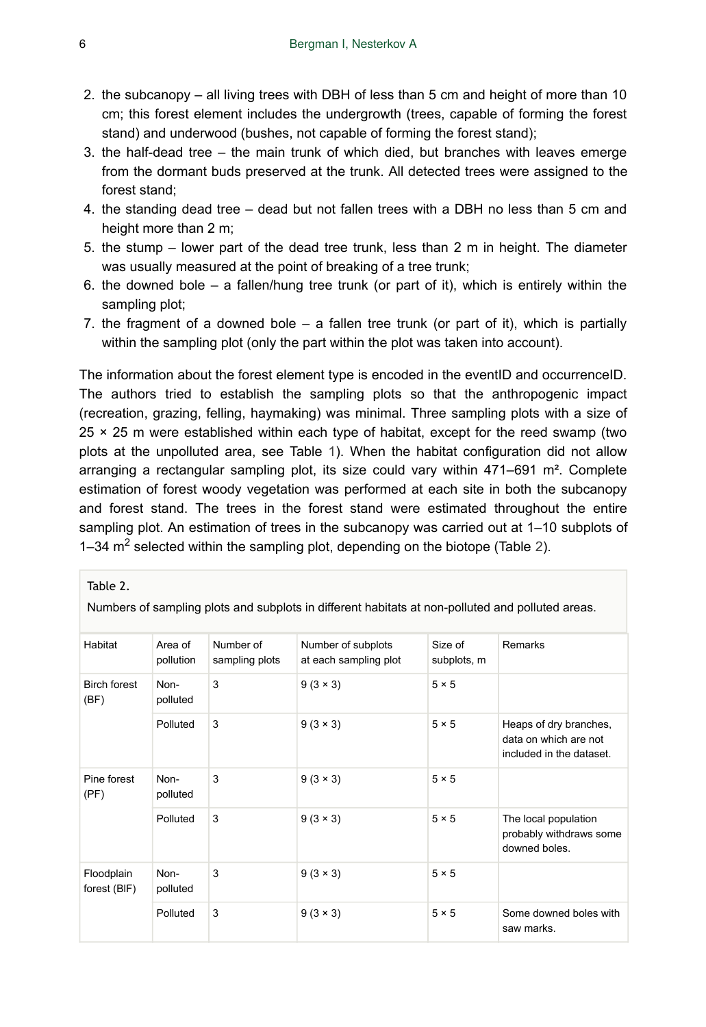2. the subcanopy – all living trees with DBH of less than 5 cm and height of more than 10 cm; this forest element includes the undergrowth (trees, capable of forming the forest stand) and underwood (bushes, not capable of forming the forest stand);
3. the half-dead tree – the main trunk of which died, but branches with leaves emerge from the dormant buds preserved at the trunk. All detected trees were assigned to the forest stand;
4. the standing dead tree – dead but not fallen trees with a DBH no less than 5 cm and height more than 2 m;
5. the stump – lower part of the dead tree trunk, less than 2 m in height. The diameter was usually measured at the point of breaking of a tree trunk;
6. the downed bole – a fallen/hung tree trunk (or part of it), which is entirely within the sampling plot;
7. the fragment of a downed bole – a fallen tree trunk (or part of it), which is partially within the sampling plot (only the part within the plot was taken into account).

The information about the forest element type is encoded in the eventID and occurrenceID. The authors tried to establish the sampling plots so that the anthropogenic impact (recreation, grazing, felling, haymaking) was minimal. Three sampling plots with a size of 25 × 25 m were established within each type of habitat, except for the reed swamp (two plots at the unpolluted area, see Table 1). When the habitat configuration did not allow arranging a rectangular sampling plot, its size could vary within 471–691 m². Complete estimation of forest woody vegetation was performed at each site in both the subcanopy and forest stand. The trees in the forest stand were estimated throughout the entire sampling plot. An estimation of trees in the subcanopy was carried out at 1–10 subplots of 1–34 $m^2$ selected within the sampling plot, depending on the biotope (Table 2).

Table 2.

Numbers of sampling plots and subplots in different habitats at non-polluted and polluted areas.

| Habitat | Area of pollution | Number of sampling plots | Number of subplots at each sampling plot | Size of subplots, m | Remarks |
|---|---|---|---|---|---|
| Birch forest (BF) | Non-polluted | 3 | 9 (3 × 3) | 5 × 5 | |
| | Polluted | 3 | 9 (3 × 3) | 5 × 5 | Heaps of dry branches, data on which are not included in the dataset. |
| Pine forest (PF) | Non-polluted | 3 | 9 (3 × 3) | 5 × 5 | |
| | Polluted | 3 | 9 (3 × 3) | 5 × 5 | The local population probably withdraws some downed boles. |
| Floodplain forest (BlF) | Non-polluted | 3 | 9 (3 × 3) | 5 × 5 | |
| | Polluted | 3 | 9 (3 × 3) | 5 × 5 | Some downed boles with saw marks. |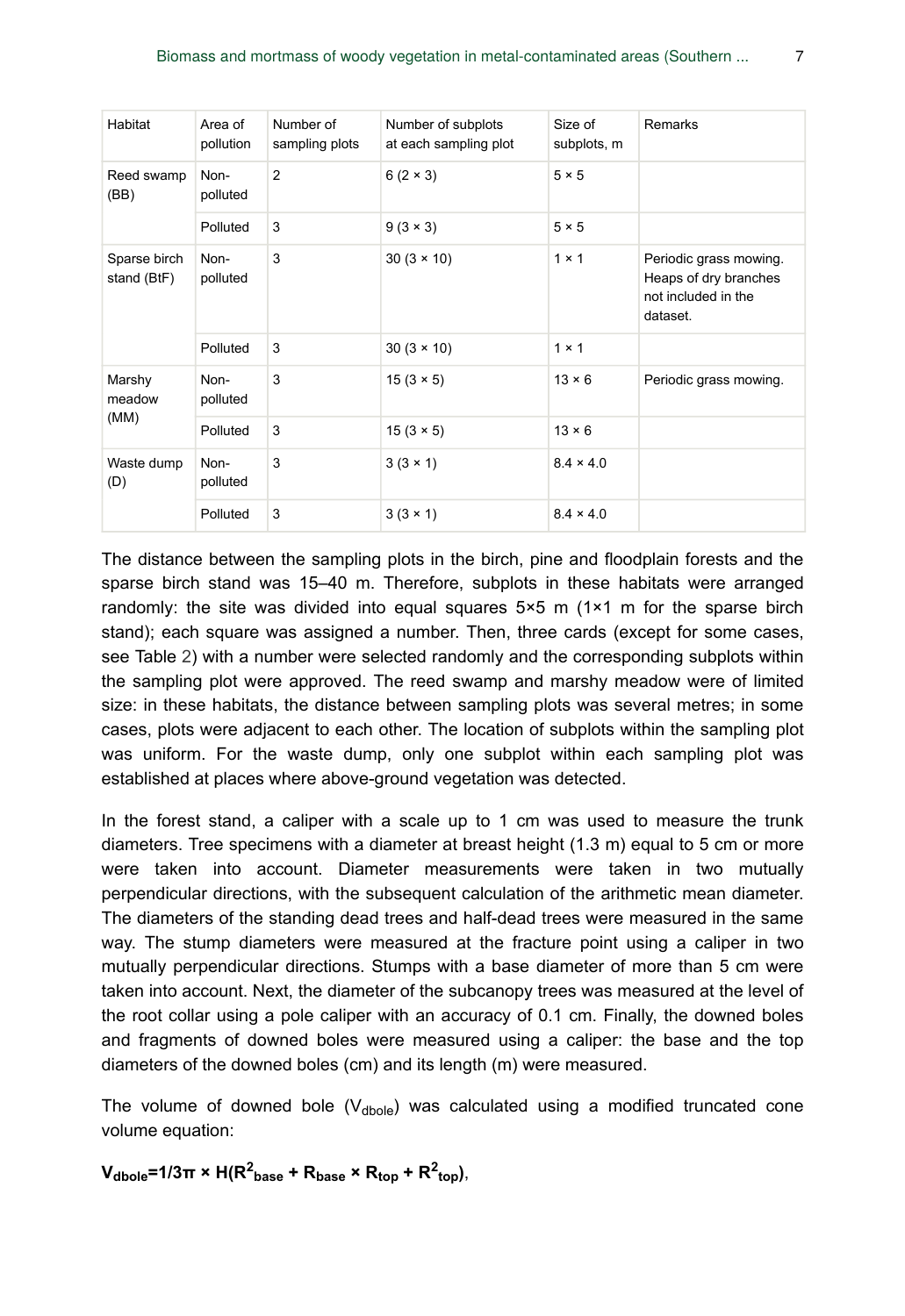| Habitat | Area of pollution | Number of sampling plots | Number of subplots at each sampling plot | Size of subplots, m | Remarks |
|---|---|---|---|---|---|
| Reed swamp (BB) | Non-polluted | 2 | 6 (2 × 3) | 5 × 5 | |
| | Polluted | 3 | 9 (3 × 3) | 5 × 5 | |
| Sparse birch stand (BtF) | Non-polluted | 3 | 30 (3 × 10) | 1 × 1 | Periodic grass mowing. Heaps of dry branches not included in the dataset. |
| | Polluted | 3 | 30 (3 × 10) | 1 × 1 | |
| Marshy meadow (MM) | Non-polluted | 3 | 15 (3 × 5) | 13 × 6 | Periodic grass mowing. |
| | Polluted | 3 | 15 (3 × 5) | 13 × 6 | |
| Waste dump (D) | Non-polluted | 3 | 3 (3 × 1) | 8.4 × 4.0 | |
| | Polluted | 3 | 3 (3 × 1) | 8.4 × 4.0 | |

The distance between the sampling plots in the birch, pine and floodplain forests and the sparse birch stand was 15–40 m. Therefore, subplots in these habitats were arranged randomly: the site was divided into equal squares 5×5 m (1×1 m for the sparse birch stand); each square was assigned a number. Then, three cards (except for some cases, see Table 2) with a number were selected randomly and the corresponding subplots within the sampling plot were approved. The reed swamp and marshy meadow were of limited size: in these habitats, the distance between sampling plots was several metres; in some cases, plots were adjacent to each other. The location of subplots within the sampling plot was uniform. For the waste dump, only one subplot within each sampling plot was established at places where above-ground vegetation was detected.

In the forest stand, a caliper with a scale up to 1 cm was used to measure the trunk diameters. Tree specimens with a diameter at breast height (1.3 m) equal to 5 cm or more were taken into account. Diameter measurements were taken in two mutually perpendicular directions, with the subsequent calculation of the arithmetic mean diameter. The diameters of the standing dead trees and half-dead trees were measured in the same way. The stump diameters were measured at the fracture point using a caliper in two mutually perpendicular directions. Stumps with a base diameter of more than 5 cm were taken into account. Next, the diameter of the subcanopy trees was measured at the level of the root collar using a pole caliper with an accuracy of 0.1 cm. Finally, the downed boles and fragments of downed boles were measured using a caliper: the base and the top diameters of the downed boles (cm) and its length (m) were measured.

The volume of downed bole ($V_{dbole}$) was calculated using a modified truncated cone volume equation:

$$\mathbf{V_{dbole}=1/3\pi \times H(R^2_{base} + R_{base} \times R_{top} + R^2_{top})},$$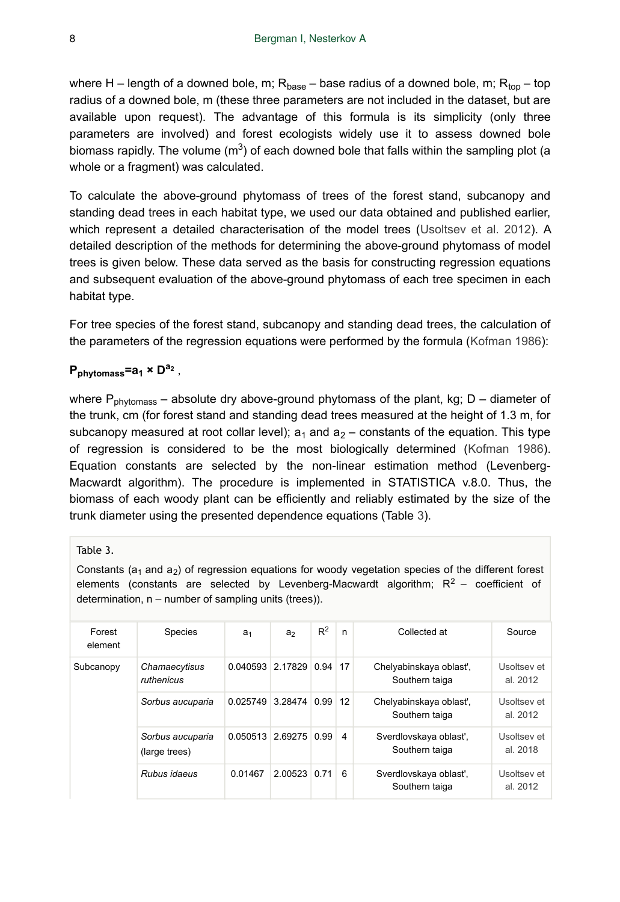where H – length of a downed bole, m; $R_{base}$ – base radius of a downed bole, m; $R_{top}$ – top radius of a downed bole, m (these three parameters are not included in the dataset, but are available upon request). The advantage of this formula is its simplicity (only three parameters are involved) and forest ecologists widely use it to assess downed bole biomass rapidly. The volume ($m^3$) of each downed bole that falls within the sampling plot (a whole or a fragment) was calculated.

To calculate the above-ground phytomass of trees of the forest stand, subcanopy and standing dead trees in each habitat type, we used our data obtained and published earlier, which represent a detailed characterisation of the model trees (Usoltsev et al. 2012). A detailed description of the methods for determining the above-ground phytomass of model trees is given below. These data served as the basis for constructing regression equations and subsequent evaluation of the above-ground phytomass of each tree specimen in each habitat type.

For tree species of the forest stand, subcanopy and standing dead trees, the calculation of the parameters of the regression equations were performed by the formula (Kofman 1986):

$$\mathbf{P_{phytomass}=a_1 \times D^{a_2}},$$

where $P_{phytomass}$ – absolute dry above-ground phytomass of the plant, kg; D – diameter of the trunk, cm (for forest stand and standing dead trees measured at the height of 1.3 m, for subcanopy measured at root collar level); $a_1$ and $a_2$ – constants of the equation. This type of regression is considered to be the most biologically determined (Kofman 1986). Equation constants are selected by the non-linear estimation method (Levenberg-Macwardt algorithm). The procedure is implemented in STATISTICA v.8.0. Thus, the biomass of each woody plant can be efficiently and reliably estimated by the size of the trunk diameter using the presented dependence equations (Table 3).

Table 3.

Constants ($a_1$ and $a_2$) of regression equations for woody vegetation species of the different forest elements (constants are selected by Levenberg-Macwardt algorithm; $R^2$ – coefficient of determination, n – number of sampling units (trees)).

| Forest element | Species | $a_1$ | $a_2$ | $R^2$ | n | Collected at | Source |
|---|---|---|---|---|---|---|---|
| Subcanopy | *Chamaecytisus ruthenicus* | 0.040593 | 2.17829 | 0.94 | 17 | Chelyabinskaya oblast', Southern taiga | Usoltsev et al. 2012 |
| | *Sorbus aucuparia* | 0.025749 | 3.28474 | 0.99 | 12 | Chelyabinskaya oblast', Southern taiga | Usoltsev et al. 2012 |
| | *Sorbus aucuparia* (large trees) | 0.050513 | 2.69275 | 0.99 | 4 | Sverdlovskaya oblast', Southern taiga | Usoltsev et al. 2018 |
| | *Rubus idaeus* | 0.01467 | 2.00523 | 0.71 | 6 | Sverdlovskaya oblast', Southern taiga | Usoltsev et al. 2012 |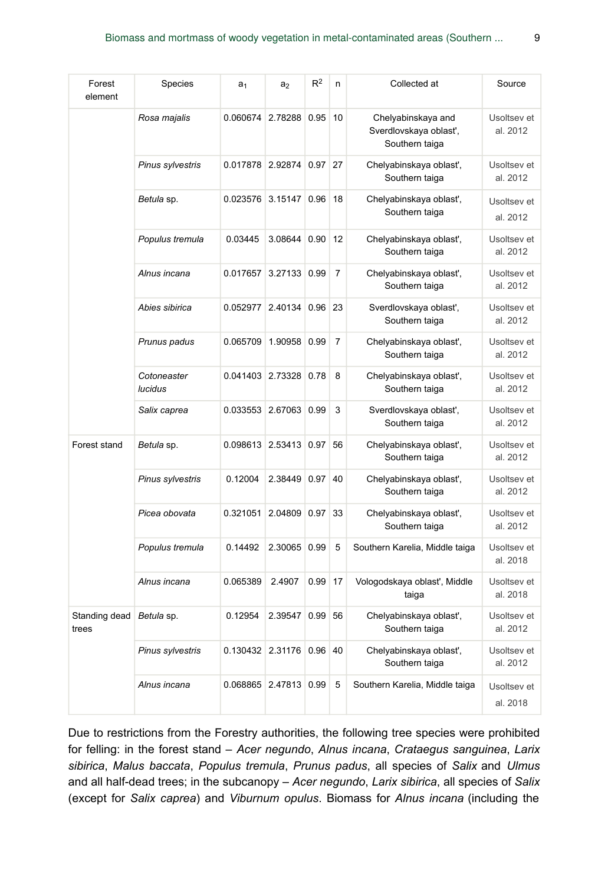| Forest element | Species | $a_1$ | $a_2$ | $R^2$ | n | Collected at | Source |
|---|---|---|---|---|---|---|---|
| | *Rosa majalis* | 0.060674 | 2.78288 | 0.95 | 10 | Chelyabinskaya and Sverdlovskaya oblast', Southern taiga | Usoltsev et al. 2012 |
| | *Pinus sylvestris* | 0.017878 | 2.92874 | 0.97 | 27 | Chelyabinskaya oblast', Southern taiga | Usoltsev et al. 2012 |
| | *Betula* sp. | 0.023576 | 3.15147 | 0.96 | 18 | Chelyabinskaya oblast', Southern taiga | Usoltsev et al. 2012 |
| | *Populus tremula* | 0.03445 | 3.08644 | 0.90 | 12 | Chelyabinskaya oblast', Southern taiga | Usoltsev et al. 2012 |
| | *Alnus incana* | 0.017657 | 3.27133 | 0.99 | 7 | Chelyabinskaya oblast', Southern taiga | Usoltsev et al. 2012 |
| | *Abies sibirica* | 0.052977 | 2.40134 | 0.96 | 23 | Sverdlovskaya oblast', Southern taiga | Usoltsev et al. 2012 |
| | *Prunus padus* | 0.065709 | 1.90958 | 0.99 | 7 | Chelyabinskaya oblast', Southern taiga | Usoltsev et al. 2012 |
| | *Cotoneaster lucidus* | 0.041403 | 2.73328 | 0.78 | 8 | Chelyabinskaya oblast', Southern taiga | Usoltsev et al. 2012 |
| | *Salix caprea* | 0.033553 | 2.67063 | 0.99 | 3 | Sverdlovskaya oblast', Southern taiga | Usoltsev et al. 2012 |
| Forest stand | *Betula* sp. | 0.098613 | 2.53413 | 0.97 | 56 | Chelyabinskaya oblast', Southern taiga | Usoltsev et al. 2012 |
| | *Pinus sylvestris* | 0.12004 | 2.38449 | 0.97 | 40 | Chelyabinskaya oblast', Southern taiga | Usoltsev et al. 2012 |
| | *Picea obovata* | 0.321051 | 2.04809 | 0.97 | 33 | Chelyabinskaya oblast', Southern taiga | Usoltsev et al. 2012 |
| | *Populus tremula* | 0.14492 | 2.30065 | 0.99 | 5 | Southern Karelia, Middle taiga | Usoltsev et al. 2018 |
| | *Alnus incana* | 0.065389 | 2.4907 | 0.99 | 17 | Vologodskaya oblast', Middle taiga | Usoltsev et al. 2018 |
| Standing dead trees | *Betula* sp. | 0.12954 | 2.39547 | 0.99 | 56 | Chelyabinskaya oblast', Southern taiga | Usoltsev et al. 2012 |
| | *Pinus sylvestris* | 0.130432 | 2.31176 | 0.96 | 40 | Chelyabinskaya oblast', Southern taiga | Usoltsev et al. 2012 |
| | *Alnus incana* | 0.068865 | 2.47813 | 0.99 | 5 | Southern Karelia, Middle taiga | Usoltsev et al. 2018 |

Due to restrictions from the Forestry authorities, the following tree species were prohibited for felling: in the forest stand – *Acer negundo*, *Alnus incana*, *Crataegus sanguinea*, *Larix sibirica*, *Malus baccata*, *Populus tremula*, *Prunus padus*, all species of *Salix* and *Ulmus* and all half-dead trees; in the subcanopy – *Acer negundo*, *Larix sibirica*, all species of *Salix* (except for *Salix caprea*) and *Viburnum opulus*. Biomass for *Alnus incana* (including the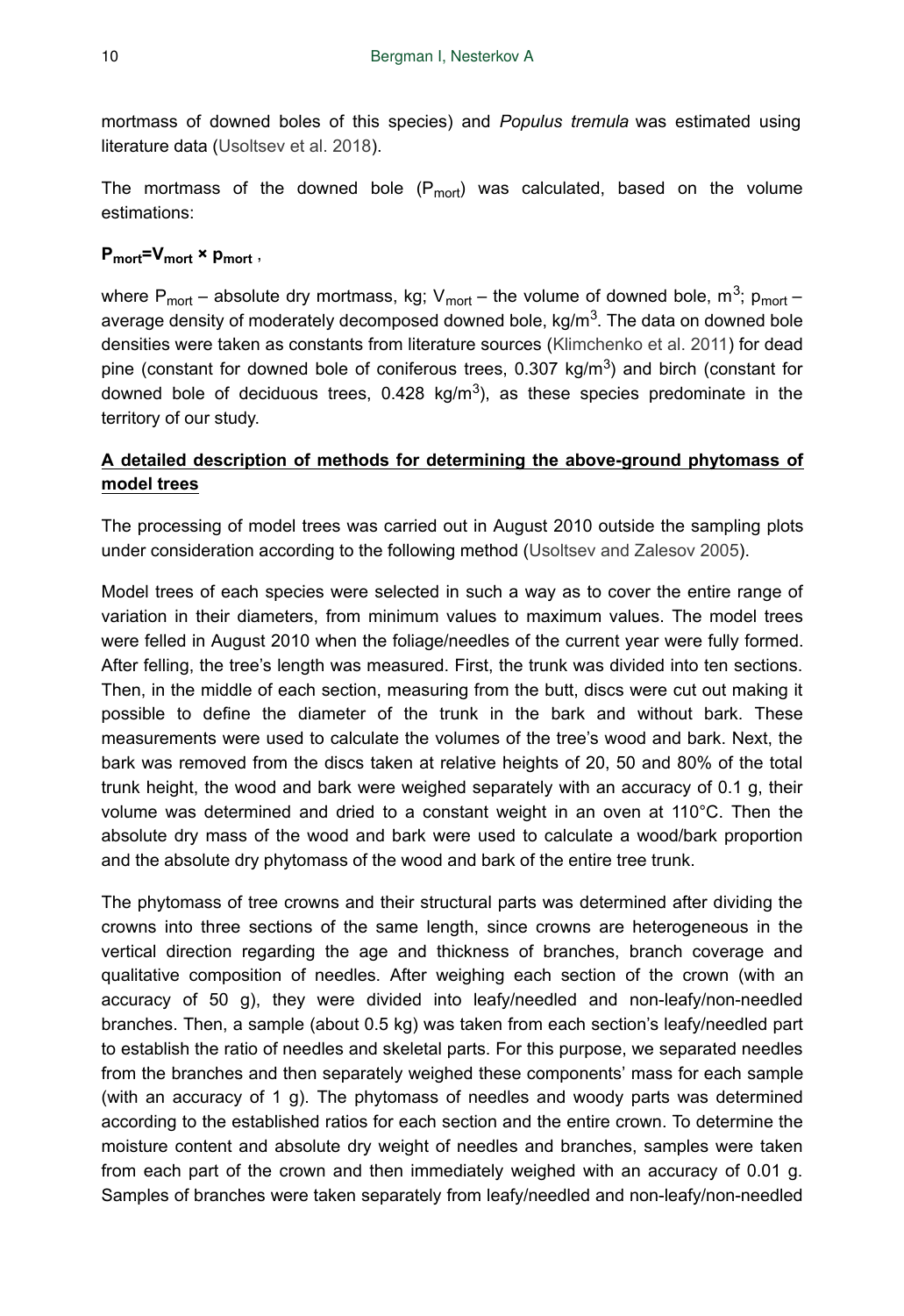mortmass of downed boles of this species) and *Populus tremula* was estimated using literature data (Usoltsev et al. 2018).

The mortmass of the downed bole ($P_{mort}$) was calculated, based on the volume estimations:

$$P_{mort}=V_{mort} \times p_{mort} ,$$

where $P_{mort}$ – absolute dry mortmass, kg; $V_{mort}$ – the volume of downed bole, $m^3$; $p_{mort}$ – average density of moderately decomposed downed bole, $kg/m^3$. The data on downed bole densities were taken as constants from literature sources (Klimchenko et al. 2011) for dead pine (constant for downed bole of coniferous trees, 0.307 $kg/m^3$) and birch (constant for downed bole of deciduous trees, 0.428 $kg/m^3$), as these species predominate in the territory of our study.

**A detailed description of methods for determining the above-ground phytomass of model trees**

The processing of model trees was carried out in August 2010 outside the sampling plots under consideration according to the following method (Usoltsev and Zalesov 2005).

Model trees of each species were selected in such a way as to cover the entire range of variation in their diameters, from minimum values to maximum values. The model trees were felled in August 2010 when the foliage/needles of the current year were fully formed. After felling, the tree's length was measured. First, the trunk was divided into ten sections. Then, in the middle of each section, measuring from the butt, discs were cut out making it possible to define the diameter of the trunk in the bark and without bark. These measurements were used to calculate the volumes of the tree's wood and bark. Next, the bark was removed from the discs taken at relative heights of 20, 50 and 80% of the total trunk height, the wood and bark were weighed separately with an accuracy of 0.1 g, their volume was determined and dried to a constant weight in an oven at 110°C. Then the absolute dry mass of the wood and bark were used to calculate a wood/bark proportion and the absolute dry phytomass of the wood and bark of the entire tree trunk.

The phytomass of tree crowns and their structural parts was determined after dividing the crowns into three sections of the same length, since crowns are heterogeneous in the vertical direction regarding the age and thickness of branches, branch coverage and qualitative composition of needles. After weighing each section of the crown (with an accuracy of 50 g), they were divided into leafy/needled and non-leafy/non-needled branches. Then, a sample (about 0.5 kg) was taken from each section's leafy/needled part to establish the ratio of needles and skeletal parts. For this purpose, we separated needles from the branches and then separately weighed these components' mass for each sample (with an accuracy of 1 g). The phytomass of needles and woody parts was determined according to the established ratios for each section and the entire crown. To determine the moisture content and absolute dry weight of needles and branches, samples were taken from each part of the crown and then immediately weighed with an accuracy of 0.01 g. Samples of branches were taken separately from leafy/needled and non-leafy/non-needled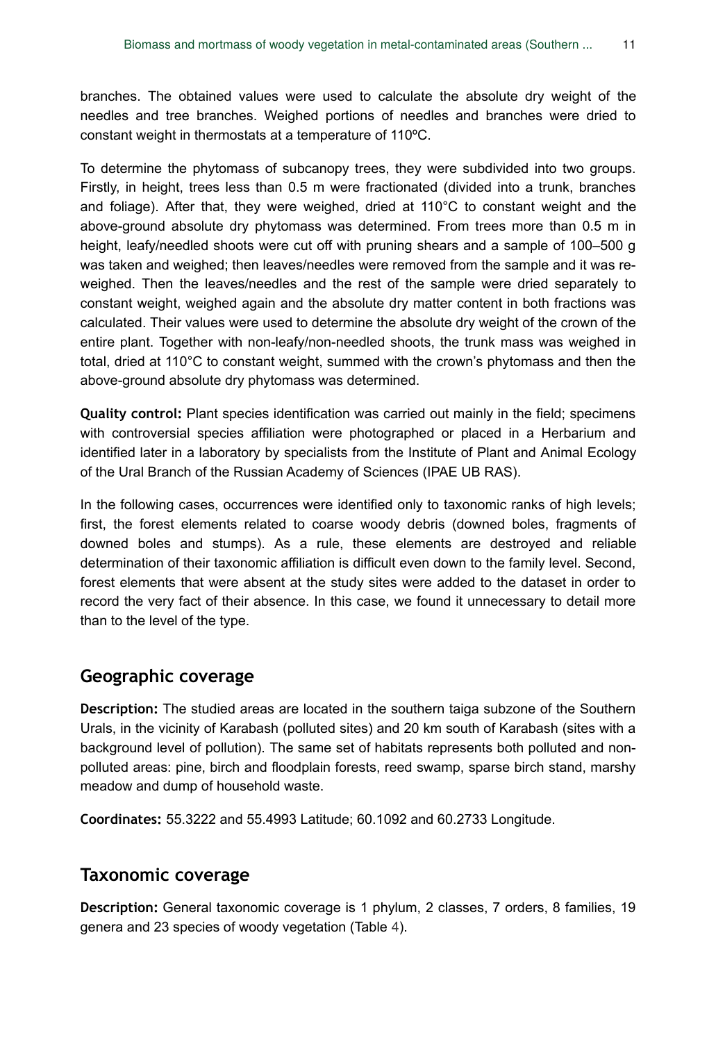branches. The obtained values were used to calculate the absolute dry weight of the needles and tree branches. Weighed portions of needles and branches were dried to constant weight in thermostats at a temperature of 110ºC.

To determine the phytomass of subcanopy trees, they were subdivided into two groups. Firstly, in height, trees less than 0.5 m were fractionated (divided into a trunk, branches and foliage). After that, they were weighed, dried at 110°C to constant weight and the above-ground absolute dry phytomass was determined. From trees more than 0.5 m in height, leafy/needled shoots were cut off with pruning shears and a sample of 100–500 g was taken and weighed; then leaves/needles were removed from the sample and it was re-weighed. Then the leaves/needles and the rest of the sample were dried separately to constant weight, weighed again and the absolute dry matter content in both fractions was calculated. Their values were used to determine the absolute dry weight of the crown of the entire plant. Together with non-leafy/non-needled shoots, the trunk mass was weighed in total, dried at 110°C to constant weight, summed with the crown's phytomass and then the above-ground absolute dry phytomass was determined.

**Quality control:** Plant species identification was carried out mainly in the field; specimens with controversial species affiliation were photographed or placed in a Herbarium and identified later in a laboratory by specialists from the Institute of Plant and Animal Ecology of the Ural Branch of the Russian Academy of Sciences (IPAE UB RAS).

In the following cases, occurrences were identified only to taxonomic ranks of high levels; first, the forest elements related to coarse woody debris (downed boles, fragments of downed boles and stumps). As a rule, these elements are destroyed and reliable determination of their taxonomic affiliation is difficult even down to the family level. Second, forest elements that were absent at the study sites were added to the dataset in order to record the very fact of their absence. In this case, we found it unnecessary to detail more than to the level of the type.

## Geographic coverage

**Description:** The studied areas are located in the southern taiga subzone of the Southern Urals, in the vicinity of Karabash (polluted sites) and 20 km south of Karabash (sites with a background level of pollution). The same set of habitats represents both polluted and non-polluted areas: pine, birch and floodplain forests, reed swamp, sparse birch stand, marshy meadow and dump of household waste.

**Coordinates:** 55.3222 and 55.4993 Latitude; 60.1092 and 60.2733 Longitude.

## Taxonomic coverage

**Description:** General taxonomic coverage is 1 phylum, 2 classes, 7 orders, 8 families, 19 genera and 23 species of woody vegetation (Table 4).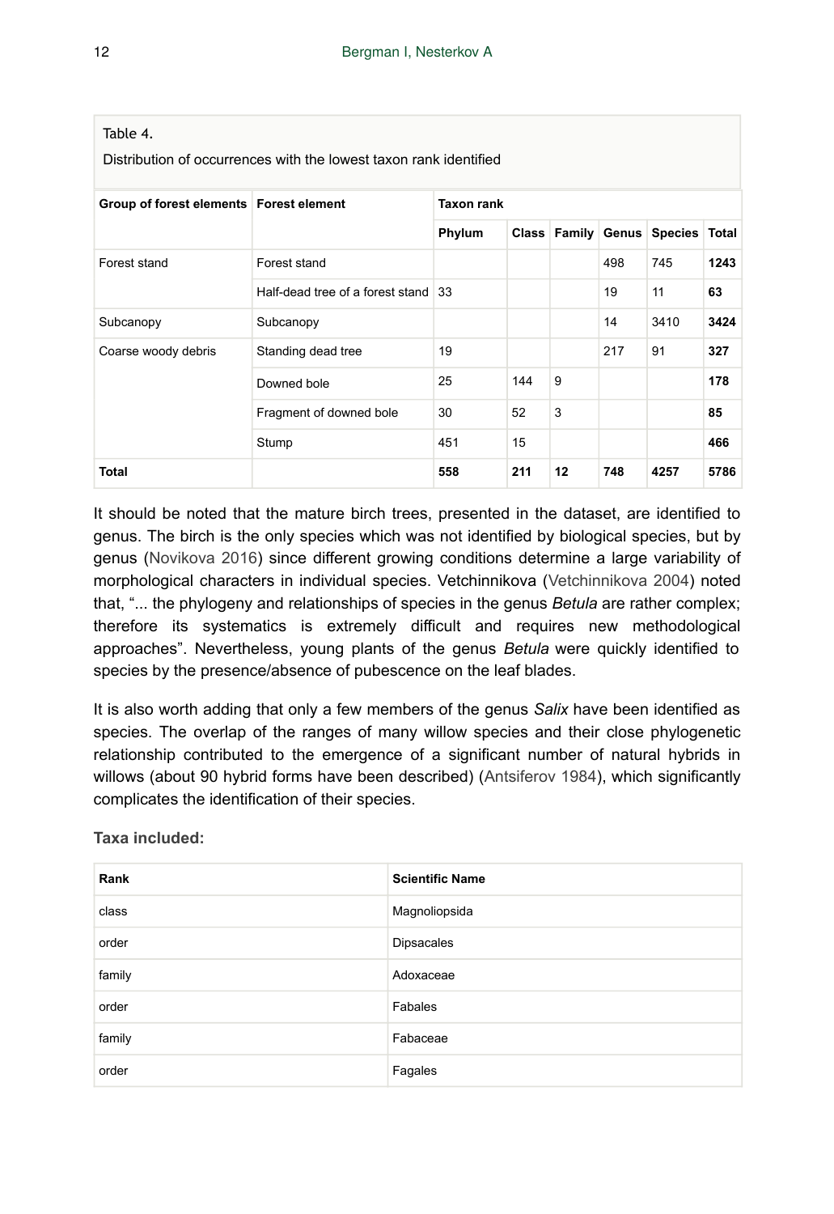Table 4.

Distribution of occurrences with the lowest taxon rank identified

| Group of forest elements | Forest element | Taxon rank | | | | | |
|---|---|---|---|---|---|---|---|
| | | Phylum | Class | Family | Genus | Species | Total |
| Forest stand | Forest stand | | | | 498 | 745 | **1243** |
| | Half-dead tree of a forest stand | 33 | | | 19 | 11 | **63** |
| Subcanopy | Subcanopy | | | | 14 | 3410 | **3424** |
| Coarse woody debris | Standing dead tree | 19 | | | 217 | 91 | **327** |
| | Downed bole | 25 | 144 | 9 | | | **178** |
| | Fragment of downed bole | 30 | 52 | 3 | | | **85** |
| | Stump | 451 | 15 | | | | **466** |
| **Total** | | **558** | **211** | **12** | **748** | **4257** | **5786** |

It should be noted that the mature birch trees, presented in the dataset, are identified to genus. The birch is the only species which was not identified by biological species, but by genus (Novikova 2016) since different growing conditions determine a large variability of morphological characters in individual species. Vetchinnikova (Vetchinnikova 2004) noted that, "... the phylogeny and relationships of species in the genus *Betula* are rather complex; therefore its systematics is extremely difficult and requires new methodological approaches". Nevertheless, young plants of the genus *Betula* were quickly identified to species by the presence/absence of pubescence on the leaf blades.

It is also worth adding that only a few members of the genus *Salix* have been identified as species. The overlap of the ranges of many willow species and their close phylogenetic relationship contributed to the emergence of a significant number of natural hybrids in willows (about 90 hybrid forms have been described) (Antsiferov 1984), which significantly complicates the identification of their species.

**Taxa included:**

| Rank | Scientific Name |
|---|---|
| class | Magnoliopsida |
| order | Dipsacales |
| family | Adoxaceae |
| order | Fabales |
| family | Fabaceae |
| order | Fagales |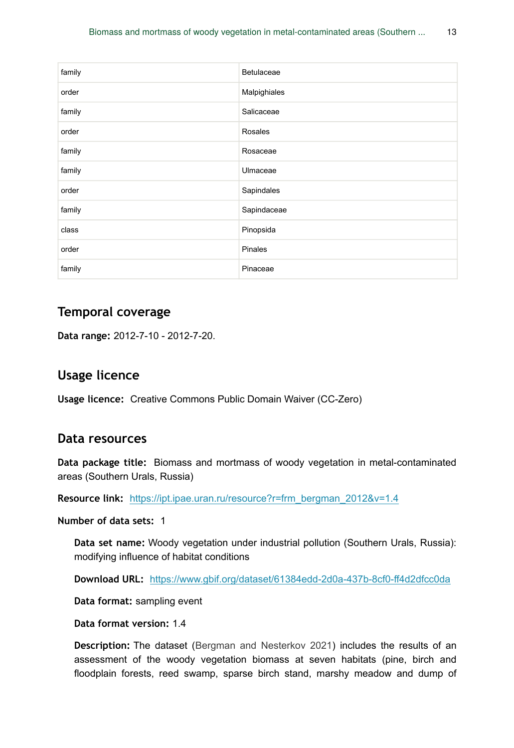| family | Betulaceae |
|---|---|
| order | Malpighiales |
| family | Salicaceae |
| order | Rosales |
| family | Rosaceae |
| family | Ulmaceae |
| order | Sapindales |
| family | Sapindaceae |
| class | Pinopsida |
| order | Pinales |
| family | Pinaceae |

## Temporal coverage

**Data range:** 2012-7-10 - 2012-7-20.

## Usage licence

**Usage licence:** Creative Commons Public Domain Waiver (CC-Zero)

## Data resources

**Data package title:** Biomass and mortmass of woody vegetation in metal-contaminated areas (Southern Urals, Russia)

**Resource link:** https://ipt.ipae.uran.ru/resource?r=frm_bergman_2012&v=1.4

**Number of data sets:** 1

**Data set name:** Woody vegetation under industrial pollution (Southern Urals, Russia): modifying influence of habitat conditions

**Download URL:** https://www.gbif.org/dataset/61384edd-2d0a-437b-8cf0-ff4d2dfcc0da

**Data format:** sampling event

**Data format version:** 1.4

**Description:** The dataset (Bergman and Nesterkov 2021) includes the results of an assessment of the woody vegetation biomass at seven habitats (pine, birch and floodplain forests, reed swamp, sparse birch stand, marshy meadow and dump of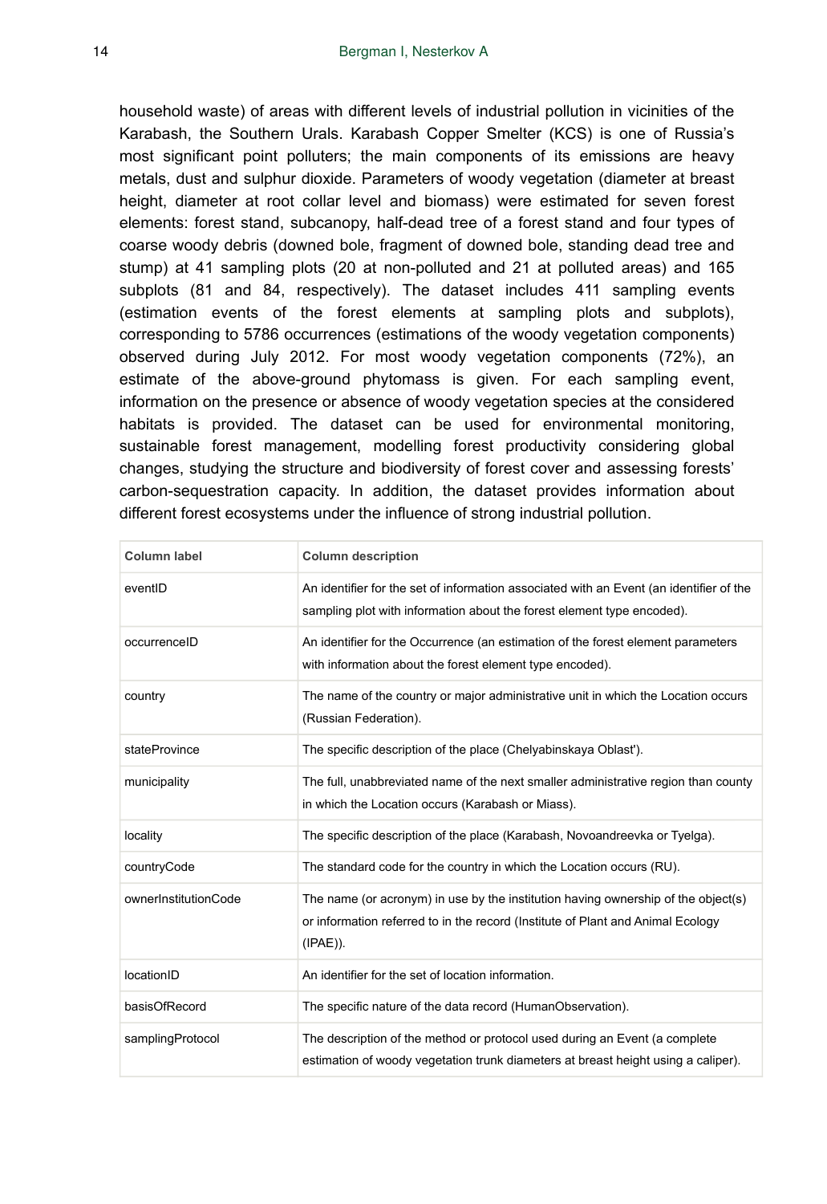household waste) of areas with different levels of industrial pollution in vicinities of the Karabash, the Southern Urals. Karabash Copper Smelter (KCS) is one of Russia's most significant point polluters; the main components of its emissions are heavy metals, dust and sulphur dioxide. Parameters of woody vegetation (diameter at breast height, diameter at root collar level and biomass) were estimated for seven forest elements: forest stand, subcanopy, half-dead tree of a forest stand and four types of coarse woody debris (downed bole, fragment of downed bole, standing dead tree and stump) at 41 sampling plots (20 at non-polluted and 21 at polluted areas) and 165 subplots (81 and 84, respectively). The dataset includes 411 sampling events (estimation events of the forest elements at sampling plots and subplots), corresponding to 5786 occurrences (estimations of the woody vegetation components) observed during July 2012. For most woody vegetation components (72%), an estimate of the above-ground phytomass is given. For each sampling event, information on the presence or absence of woody vegetation species at the considered habitats is provided. The dataset can be used for environmental monitoring, sustainable forest management, modelling forest productivity considering global changes, studying the structure and biodiversity of forest cover and assessing forests' carbon-sequestration capacity. In addition, the dataset provides information about different forest ecosystems under the influence of strong industrial pollution.

| Column label | Column description |
| --- | --- |
| eventID | An identifier for the set of information associated with an Event (an identifier of the sampling plot with information about the forest element type encoded). |
| occurrenceID | An identifier for the Occurrence (an estimation of the forest element parameters with information about the forest element type encoded). |
| country | The name of the country or major administrative unit in which the Location occurs (Russian Federation). |
| stateProvince | The specific description of the place (Chelyabinskaya Oblast'). |
| municipality | The full, unabbreviated name of the next smaller administrative region than county in which the Location occurs (Karabash or Miass). |
| locality | The specific description of the place (Karabash, Novoandreevka or Tyelga). |
| countryCode | The standard code for the country in which the Location occurs (RU). |
| ownerInstitutionCode | The name (or acronym) in use by the institution having ownership of the object(s) or information referred to in the record (Institute of Plant and Animal Ecology (IPAE)). |
| locationID | An identifier for the set of location information. |
| basisOfRecord | The specific nature of the data record (HumanObservation). |
| samplingProtocol | The description of the method or protocol used during an Event (a complete estimation of woody vegetation trunk diameters at breast height using a caliper). |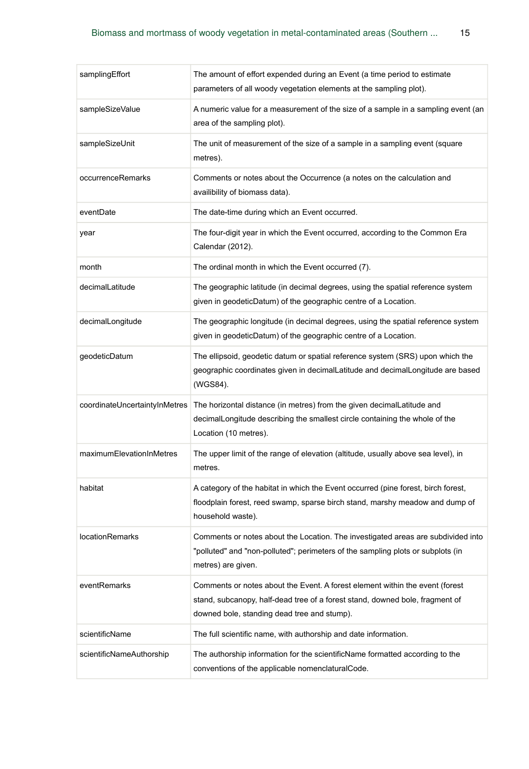| | |
|---|---|
| samplingEffort | The amount of effort expended during an Event (a time period to estimate parameters of all woody vegetation elements at the sampling plot). |
| sampleSizeValue | A numeric value for a measurement of the size of a sample in a sampling event (an area of the sampling plot). |
| sampleSizeUnit | The unit of measurement of the size of a sample in a sampling event (square metres). |
| occurrenceRemarks | Comments or notes about the Occurrence (a notes on the calculation and availibility of biomass data). |
| eventDate | The date-time during which an Event occurred. |
| year | The four-digit year in which the Event occurred, according to the Common Era Calendar (2012). |
| month | The ordinal month in which the Event occurred (7). |
| decimalLatitude | The geographic latitude (in decimal degrees, using the spatial reference system given in geodeticDatum) of the geographic centre of a Location. |
| decimalLongitude | The geographic longitude (in decimal degrees, using the spatial reference system given in geodeticDatum) of the geographic centre of a Location. |
| geodeticDatum | The ellipsoid, geodetic datum or spatial reference system (SRS) upon which the geographic coordinates given in decimalLatitude and decimalLongitude are based (WGS84). |
| coordinateUncertaintyInMetres | The horizontal distance (in metres) from the given decimalLatitude and decimalLongitude describing the smallest circle containing the whole of the Location (10 metres). |
| maximumElevationInMetres | The upper limit of the range of elevation (altitude, usually above sea level), in metres. |
| habitat | A category of the habitat in which the Event occurred (pine forest, birch forest, floodplain forest, reed swamp, sparse birch stand, marshy meadow and dump of household waste). |
| locationRemarks | Comments or notes about the Location. The investigated areas are subdivided into "polluted" and "non-polluted"; perimeters of the sampling plots or subplots (in metres) are given. |
| eventRemarks | Comments or notes about the Event. A forest element within the event (forest stand, subcanopy, half-dead tree of a forest stand, downed bole, fragment of downed bole, standing dead tree and stump). |
| scientificName | The full scientific name, with authorship and date information. |
| scientificNameAuthorship | The authorship information for the scientificName formatted according to the conventions of the applicable nomenclaturalCode. |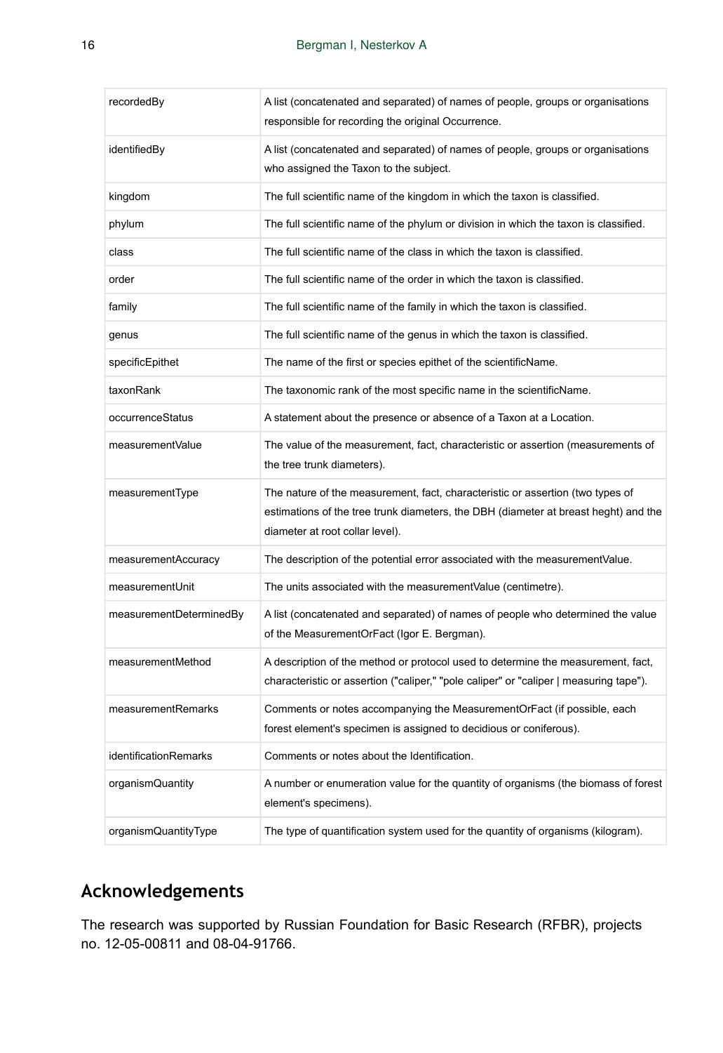| | |
|---|---|
| recordedBy | A list (concatenated and separated) of names of people, groups or organisations responsible for recording the original Occurrence. |
| identifiedBy | A list (concatenated and separated) of names of people, groups or organisations who assigned the Taxon to the subject. |
| kingdom | The full scientific name of the kingdom in which the taxon is classified. |
| phylum | The full scientific name of the phylum or division in which the taxon is classified. |
| class | The full scientific name of the class in which the taxon is classified. |
| order | The full scientific name of the order in which the taxon is classified. |
| family | The full scientific name of the family in which the taxon is classified. |
| genus | The full scientific name of the genus in which the taxon is classified. |
| specificEpithet | The name of the first or species epithet of the scientificName. |
| taxonRank | The taxonomic rank of the most specific name in the scientificName. |
| occurrenceStatus | A statement about the presence or absence of a Taxon at a Location. |
| measurementValue | The value of the measurement, fact, characteristic or assertion (measurements of the tree trunk diameters). |
| measurementType | The nature of the measurement, fact, characteristic or assertion (two types of estimations of the tree trunk diameters, the DBH (diameter at breast heght) and the diameter at root collar level). |
| measurementAccuracy | The description of the potential error associated with the measurementValue. |
| measurementUnit | The units associated with the measurementValue (centimetre). |
| measurementDeterminedBy | A list (concatenated and separated) of names of people who determined the value of the MeasurementOrFact (Igor E. Bergman). |
| measurementMethod | A description of the method or protocol used to determine the measurement, fact, characteristic or assertion ("caliper," "pole caliper" or "caliper \| measuring tape"). |
| measurementRemarks | Comments or notes accompanying the MeasurementOrFact (if possible, each forest element's specimen is assigned to decidious or coniferous). |
| identificationRemarks | Comments or notes about the Identification. |
| organismQuantity | A number or enumeration value for the quantity of organisms (the biomass of forest element's specimens). |
| organismQuantityType | The type of quantification system used for the quantity of organisms (kilogram). |

## Acknowledgements

The research was supported by Russian Foundation for Basic Research (RFBR), projects no. 12-05-00811 and 08-04-91766.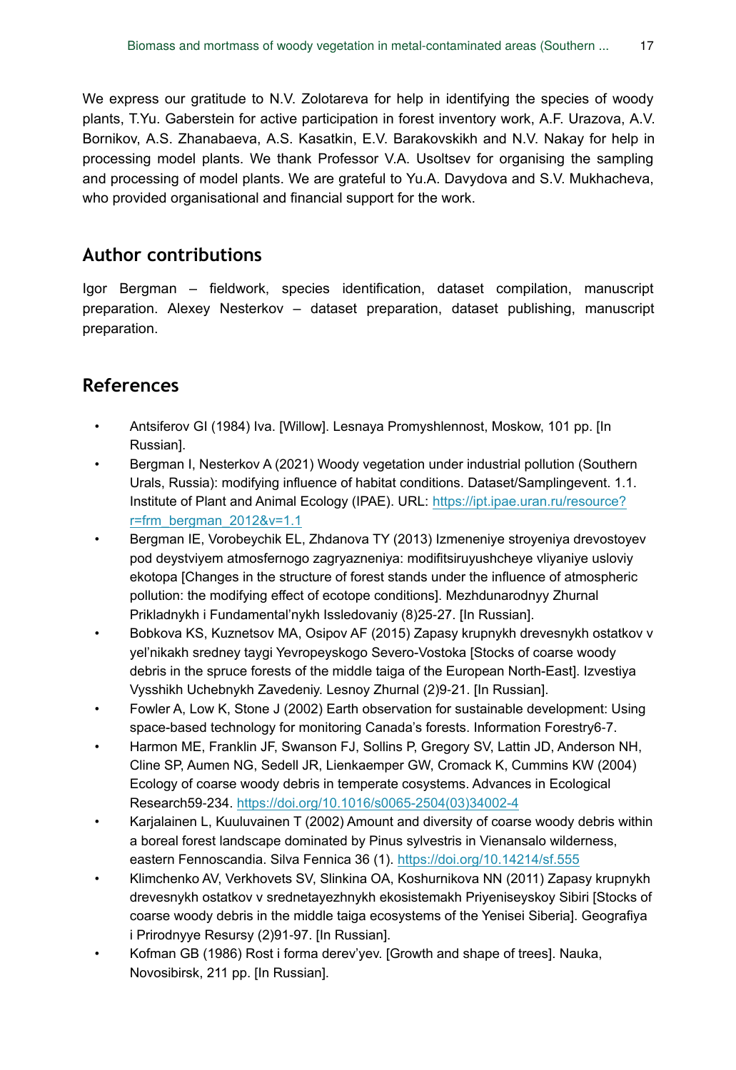We express our gratitude to N.V. Zolotareva for help in identifying the species of woody plants, T.Yu. Gaberstein for active participation in forest inventory work, A.F. Urazova, A.V. Bornikov, A.S. Zhanabaeva, A.S. Kasatkin, E.V. Barakovskikh and N.V. Nakay for help in processing model plants. We thank Professor V.A. Usoltsev for organising the sampling and processing of model plants. We are grateful to Yu.A. Davydova and S.V. Mukhacheva, who provided organisational and financial support for the work.

## Author contributions

Igor Bergman – fieldwork, species identification, dataset compilation, manuscript preparation. Alexey Nesterkov – dataset preparation, dataset publishing, manuscript preparation.

## References

- Antsiferov GI (1984) Iva. [Willow]. Lesnaya Promyshlennost, Moskow, 101 pp. [In Russian].
- Bergman I, Nesterkov A (2021) Woody vegetation under industrial pollution (Southern Urals, Russia): modifying influence of habitat conditions. Dataset/Samplingevent. 1.1. Institute of Plant and Animal Ecology (IPAE). URL: https://ipt.ipae.uran.ru/resource?r=frm_bergman_2012&v=1.1
- Bergman IE, Vorobeychik EL, Zhdanova TY (2013) Izmeneniye stroyeniya drevostoyev pod deystviyem atmosfernogo zagryazneniya: modifitsiruyushcheye vliyaniye usloviy ekotopa [Changes in the structure of forest stands under the influence of atmospheric pollution: the modifying effect of ecotope conditions]. Mezhdunarodnyy Zhurnal Prikladnykh i Fundamental'nykh Issledovaniy (8)25-27. [In Russian].
- Bobkova KS, Kuznetsov MA, Osipov AF (2015) Zapasy krupnykh drevesnykh ostatkov v yel'nikakh sredney taygi Yevropeyskogo Severo-Vostoka [Stocks of coarse woody debris in the spruce forests of the middle taiga of the European North-East]. Izvestiya Vysshikh Uchebnykh Zavedeniy. Lesnoy Zhurnal (2)9-21. [In Russian].
- Fowler A, Low K, Stone J (2002) Earth observation for sustainable development: Using space-based technology for monitoring Canada's forests. Information Forestry6-7.
- Harmon ME, Franklin JF, Swanson FJ, Sollins P, Gregory SV, Lattin JD, Anderson NH, Cline SP, Aumen NG, Sedell JR, Lienkaemper GW, Cromack K, Cummins KW (2004) Ecology of coarse woody debris in temperate cosystems. Advances in Ecological Research59-234. https://doi.org/10.1016/s0065-2504(03)34002-4
- Karjalainen L, Kuuluvainen T (2002) Amount and diversity of coarse woody debris within a boreal forest landscape dominated by Pinus sylvestris in Vienansalo wilderness, eastern Fennoscandia. Silva Fennica 36 (1). https://doi.org/10.14214/sf.555
- Klimchenko AV, Verkhovets SV, Slinkina OA, Koshurnikova NN (2011) Zapasy krupnykh drevesnykh ostatkov v srednetayezhnykh ekosistemakh Priyeniseyskoy Sibiri [Stocks of coarse woody debris in the middle taiga ecosystems of the Yenisei Siberia]. Geografiya i Prirodnyye Resursy (2)91-97. [In Russian].
- Kofman GB (1986) Rost i forma derev'yev. [Growth and shape of trees]. Nauka, Novosibirsk, 211 pp. [In Russian].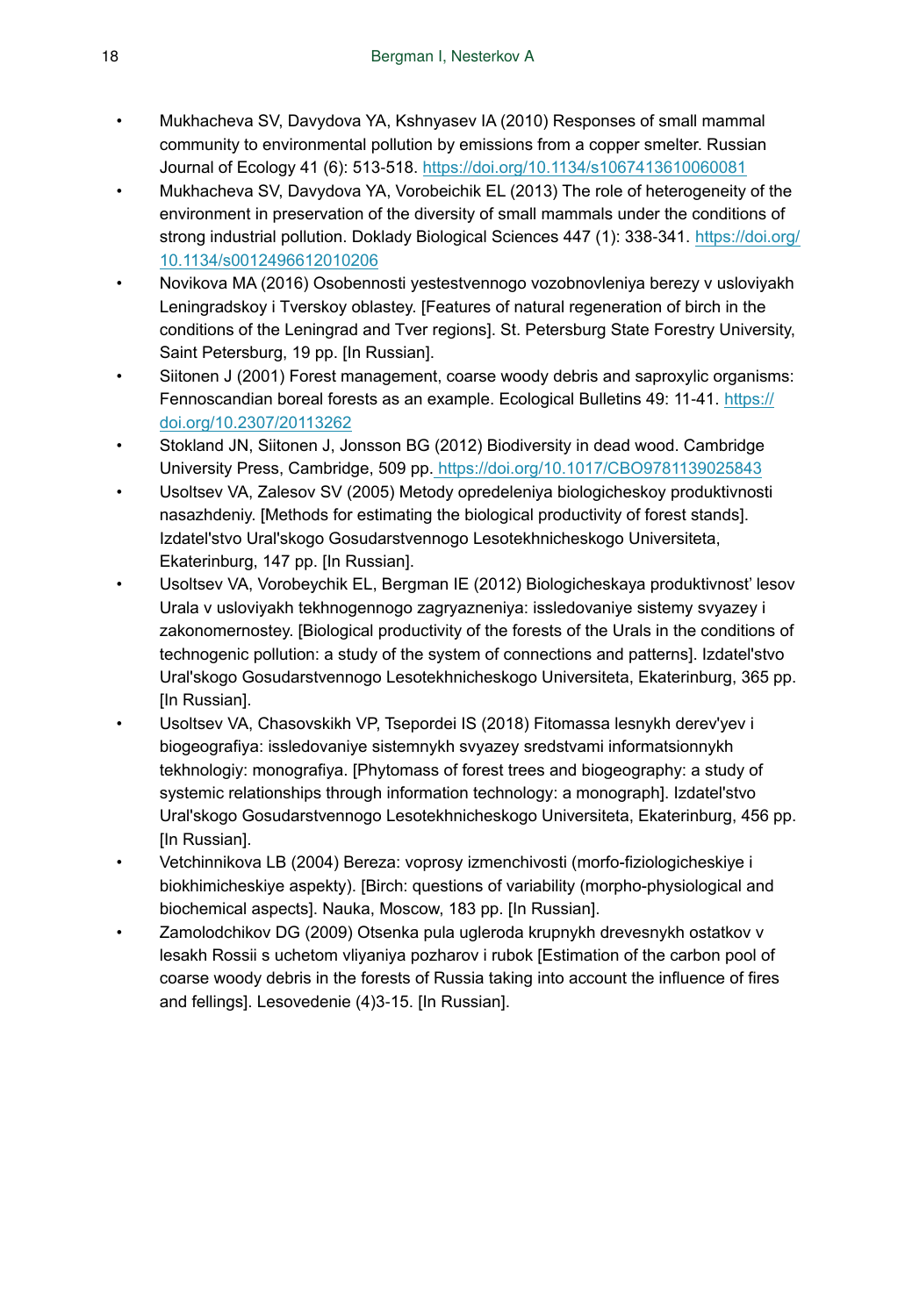- Mukhacheva SV, Davydova YA, Kshnyasev IA (2010) Responses of small mammal community to environmental pollution by emissions from a copper smelter. Russian Journal of Ecology 41 (6): 513-518. https://doi.org/10.1134/s1067413610060081
- Mukhacheva SV, Davydova YA, Vorobeichik EL (2013) The role of heterogeneity of the environment in preservation of the diversity of small mammals under the conditions of strong industrial pollution. Doklady Biological Sciences 447 (1): 338-341. https://doi.org/10.1134/s0012496612010206
- Novikova MA (2016) Osobennosti yestestvennogo vozobnovleniya berezy v usloviyakh Leningradskoy i Tverskoy oblastey. [Features of natural regeneration of birch in the conditions of the Leningrad and Tver regions]. St. Petersburg State Forestry University, Saint Petersburg, 19 pp. [In Russian].
- Siitonen J (2001) Forest management, coarse woody debris and saproxylic organisms: Fennoscandian boreal forests as an example. Ecological Bulletins 49: 11-41. https://doi.org/10.2307/20113262
- Stokland JN, Siitonen J, Jonsson BG (2012) Biodiversity in dead wood. Cambridge University Press, Cambridge, 509 pp. https://doi.org/10.1017/CBO9781139025843
- Usoltsev VA, Zalesov SV (2005) Metody opredeleniya biologicheskoy produktivnosti nasazhdeniy. [Methods for estimating the biological productivity of forest stands]. Izdatel'stvo Ural'skogo Gosudarstvennogo Lesotekhnicheskogo Universiteta, Ekaterinburg, 147 pp. [In Russian].
- Usoltsev VA, Vorobeychik EL, Bergman IE (2012) Biologicheskaya produktivnost' lesov Urala v usloviyakh tekhnogennogo zagryazneniya: issledovaniye sistemy svyazey i zakonomernostey. [Biological productivity of the forests of the Urals in the conditions of technogenic pollution: a study of the system of connections and patterns]. Izdatel'stvo Ural'skogo Gosudarstvennogo Lesotekhnicheskogo Universiteta, Ekaterinburg, 365 pp. [In Russian].
- Usoltsev VA, Chasovskikh VP, Tsepordei IS (2018) Fitomassa lesnykh derev'yev i biogeografiya: issledovaniye sistemnykh svyazey sredstvami informatsionnykh tekhnologiy: monografiya. [Phytomass of forest trees and biogeography: a study of systemic relationships through information technology: a monograph]. Izdatel'stvo Ural'skogo Gosudarstvennogo Lesotekhnicheskogo Universiteta, Ekaterinburg, 456 pp. [In Russian].
- Vetchinnikova LB (2004) Bereza: voprosy izmenchivosti (morfo-fiziologicheskiye i biokhimicheskiye aspekty). [Birch: questions of variability (morpho-physiological and biochemical aspects]. Nauka, Moscow, 183 pp. [In Russian].
- Zamolodchikov DG (2009) Otsenka pula ugleroda krupnykh drevesnykh ostatkov v lesakh Rossii s uchetom vliyaniya pozharov i rubok [Estimation of the carbon pool of coarse woody debris in the forests of Russia taking into account the influence of fires and fellings]. Lesovedenie (4)3-15. [In Russian].